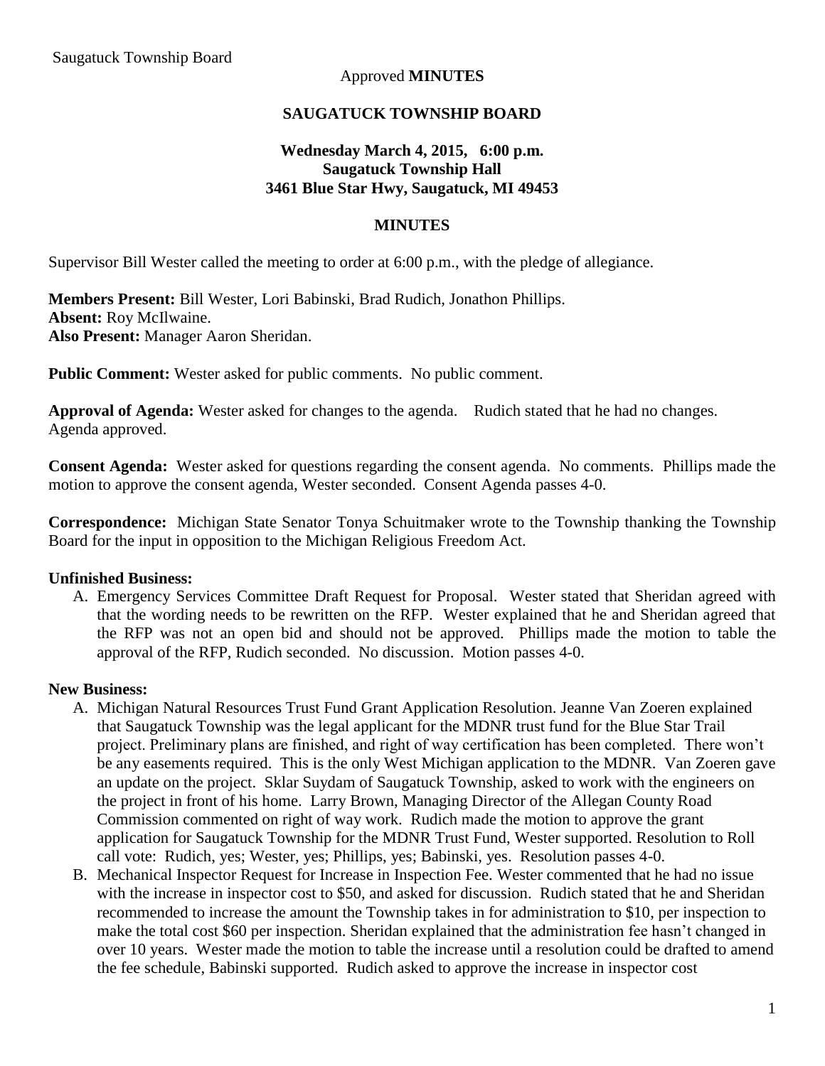Approved **MINUTES**

**SAUGATUCK TOWNSHIP BOARD**

**Wednesday March 4, 2015, 6:00 p.m.**
**Saugatuck Township Hall**
**3461 Blue Star Hwy, Saugatuck, MI 49453**

**MINUTES**

Supervisor Bill Wester called the meeting to order at 6:00 p.m., with the pledge of allegiance.

**Members Present:** Bill Wester, Lori Babinski, Brad Rudich, Jonathon Phillips.
**Absent:** Roy McIlwaine.
**Also Present:** Manager Aaron Sheridan.

**Public Comment:** Wester asked for public comments. No public comment.

**Approval of Agenda:** Wester asked for changes to the agenda. Rudich stated that he had no changes. Agenda approved.

**Consent Agenda:** Wester asked for questions regarding the consent agenda. No comments. Phillips made the motion to approve the consent agenda, Wester seconded. Consent Agenda passes 4-0.

**Correspondence:** Michigan State Senator Tonya Schuitmaker wrote to the Township thanking the Township Board for the input in opposition to the Michigan Religious Freedom Act.

**Unfinished Business:**

A. Emergency Services Committee Draft Request for Proposal. Wester stated that Sheridan agreed with that the wording needs to be rewritten on the RFP. Wester explained that he and Sheridan agreed that the RFP was not an open bid and should not be approved. Phillips made the motion to table the approval of the RFP, Rudich seconded. No discussion. Motion passes 4-0.

**New Business:**

A. Michigan Natural Resources Trust Fund Grant Application Resolution. Jeanne Van Zoeren explained that Saugatuck Township was the legal applicant for the MDNR trust fund for the Blue Star Trail project. Preliminary plans are finished, and right of way certification has been completed. There won't be any easements required. This is the only West Michigan application to the MDNR. Van Zoeren gave an update on the project. Sklar Suydam of Saugatuck Township, asked to work with the engineers on the project in front of his home. Larry Brown, Managing Director of the Allegan County Road Commission commented on right of way work. Rudich made the motion to approve the grant application for Saugatuck Township for the MDNR Trust Fund, Wester supported. Resolution to Roll call vote: Rudich, yes; Wester, yes; Phillips, yes; Babinski, yes. Resolution passes 4-0.

B. Mechanical Inspector Request for Increase in Inspection Fee. Wester commented that he had no issue with the increase in inspector cost to $50, and asked for discussion. Rudich stated that he and Sheridan recommended to increase the amount the Township takes in for administration to $10, per inspection to make the total cost $60 per inspection. Sheridan explained that the administration fee hasn't changed in over 10 years. Wester made the motion to table the increase until a resolution could be drafted to amend the fee schedule, Babinski supported. Rudich asked to approve the increase in inspector cost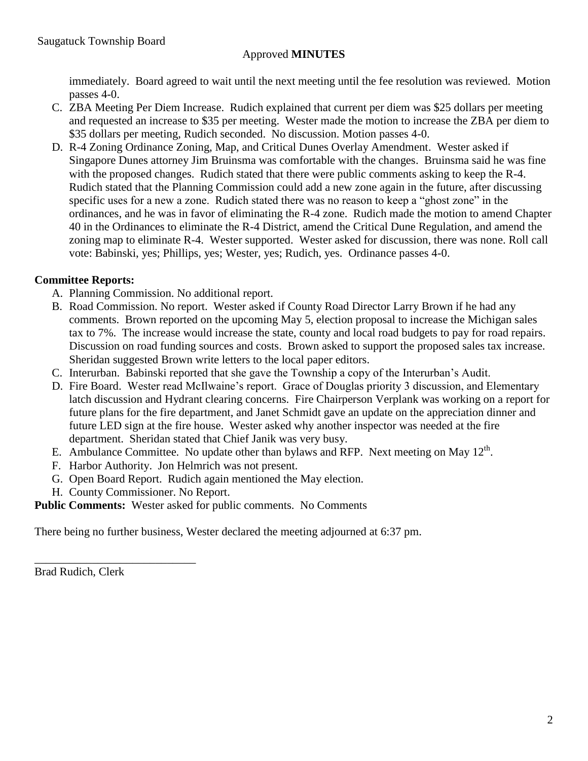immediately. Board agreed to wait until the next meeting until the fee resolution was reviewed. Motion passes 4-0.

C. ZBA Meeting Per Diem Increase. Rudich explained that current per diem was $25 dollars per meeting and requested an increase to $35 per meeting. Wester made the motion to increase the ZBA per diem to $35 dollars per meeting, Rudich seconded. No discussion. Motion passes 4-0.

D. R-4 Zoning Ordinance Zoning, Map, and Critical Dunes Overlay Amendment. Wester asked if Singapore Dunes attorney Jim Bruinsma was comfortable with the changes. Bruinsma said he was fine with the proposed changes. Rudich stated that there were public comments asking to keep the R-4. Rudich stated that the Planning Commission could add a new zone again in the future, after discussing specific uses for a new a zone. Rudich stated there was no reason to keep a "ghost zone" in the ordinances, and he was in favor of eliminating the R-4 zone. Rudich made the motion to amend Chapter 40 in the Ordinances to eliminate the R-4 District, amend the Critical Dune Regulation, and amend the zoning map to eliminate R-4. Wester supported. Wester asked for discussion, there was none. Roll call vote: Babinski, yes; Phillips, yes; Wester, yes; Rudich, yes. Ordinance passes 4-0.

**Committee Reports:**

A. Planning Commission. No additional report.

B. Road Commission. No report. Wester asked if County Road Director Larry Brown if he had any comments. Brown reported on the upcoming May 5, election proposal to increase the Michigan sales tax to 7%. The increase would increase the state, county and local road budgets to pay for road repairs. Discussion on road funding sources and costs. Brown asked to support the proposed sales tax increase. Sheridan suggested Brown write letters to the local paper editors.

C. Interurban. Babinski reported that she gave the Township a copy of the Interurban's Audit.

D. Fire Board. Wester read McIlwaine's report. Grace of Douglas priority 3 discussion, and Elementary latch discussion and Hydrant clearing concerns. Fire Chairperson Verplank was working on a report for future plans for the fire department, and Janet Schmidt gave an update on the appreciation dinner and future LED sign at the fire house. Wester asked why another inspector was needed at the fire department. Sheridan stated that Chief Janik was very busy.

E. Ambulance Committee. No update other than bylaws and RFP. Next meeting on May 12th.

F. Harbor Authority. Jon Helmrich was not present.

G. Open Board Report. Rudich again mentioned the May election.

H. County Commissioner. No Report.

**Public Comments:** Wester asked for public comments. No Comments

There being no further business, Wester declared the meeting adjourned at 6:37 pm.

\_\_\_\_\_\_\_\_\_\_\_\_\_\_\_\_\_\_\_\_\_\_\_\_\_\_\_\_

Brad Rudich, Clerk